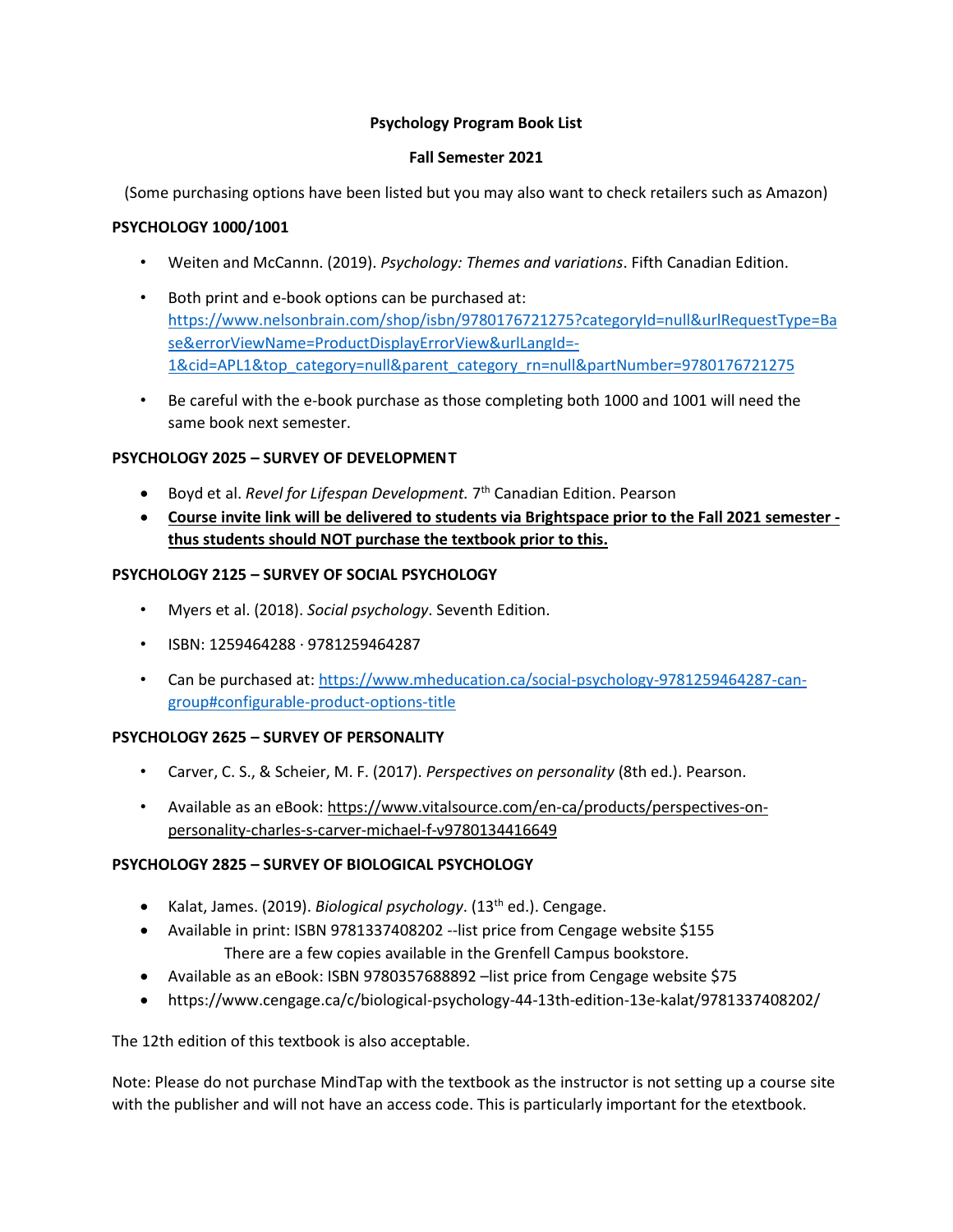**Psychology Program Book List**

**Fall Semester 2021**

(Some purchasing options have been listed but you may also want to check retailers such as Amazon)

**PSYCHOLOGY 1000/1001**

- Weiten and McCannn. (2019). *Psychology: Themes and variations*. Fifth Canadian Edition.
- Both print and e-book options can be purchased at: https://www.nelsonbrain.com/shop/isbn/9780176721275?categoryId=null&urlRequestType=Base&errorViewName=ProductDisplayErrorView&urlLangId=-1&cid=APL1&top_category=null&parent_category_rn=null&partNumber=9780176721275
- Be careful with the e-book purchase as those completing both 1000 and 1001 will need the same book next semester.

**PSYCHOLOGY 2025 – SURVEY OF DEVELOPMENT**

- Boyd et al. *Revel for Lifespan Development.* 7th Canadian Edition. Pearson
- **Course invite link will be delivered to students via Brightspace prior to the Fall 2021 semester - thus students should NOT purchase the textbook prior to this.**

**PSYCHOLOGY 2125 – SURVEY OF SOCIAL PSYCHOLOGY**

- Myers et al. (2018). *Social psychology*. Seventh Edition.
- ISBN: 1259464288 · 9781259464287
- Can be purchased at: https://www.mheducation.ca/social-psychology-9781259464287-can-group#configurable-product-options-title

**PSYCHOLOGY 2625 – SURVEY OF PERSONALITY**

- Carver, C. S., & Scheier, M. F. (2017). *Perspectives on personality* (8th ed.). Pearson.
- Available as an eBook: https://www.vitalsource.com/en-ca/products/perspectives-on-personality-charles-s-carver-michael-f-v9780134416649

**PSYCHOLOGY 2825 – SURVEY OF BIOLOGICAL PSYCHOLOGY**

- Kalat, James. (2019). *Biological psychology*. (13th ed.). Cengage.
- Available in print: ISBN 9781337408202 --list price from Cengage website $155
  There are a few copies available in the Grenfell Campus bookstore.
- Available as an eBook: ISBN 9780357688892 –list price from Cengage website $75
- https://www.cengage.ca/c/biological-psychology-44-13th-edition-13e-kalat/9781337408202/

The 12th edition of this textbook is also acceptable.

Note: Please do not purchase MindTap with the textbook as the instructor is not setting up a course site with the publisher and will not have an access code. This is particularly important for the etextbook.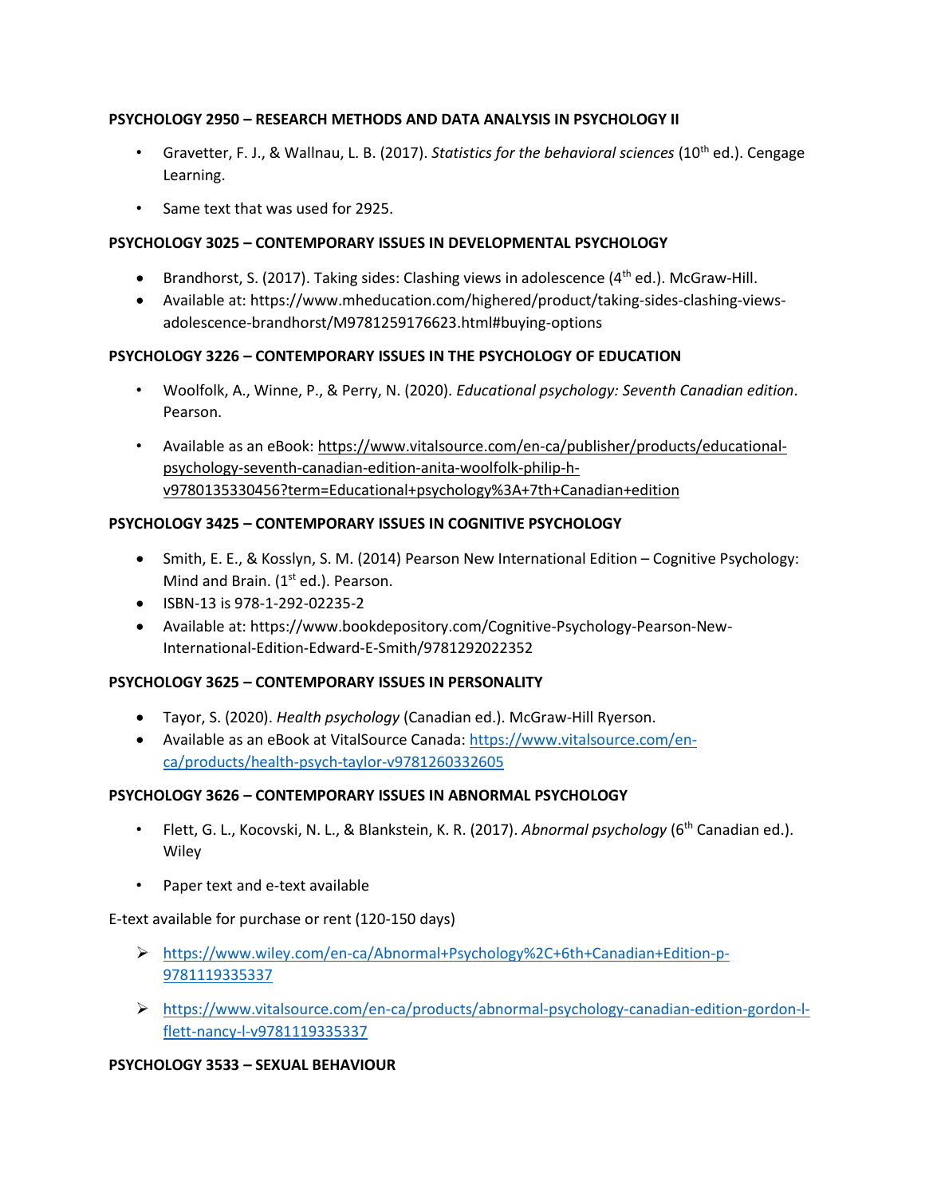**PSYCHOLOGY 2950 – RESEARCH METHODS AND DATA ANALYSIS IN PSYCHOLOGY II**

- Gravetter, F. J., & Wallnau, L. B. (2017). *Statistics for the behavioral sciences* (10th ed.). Cengage Learning.
- Same text that was used for 2925.

**PSYCHOLOGY 3025 – CONTEMPORARY ISSUES IN DEVELOPMENTAL PSYCHOLOGY**

- Brandhorst, S. (2017). Taking sides: Clashing views in adolescence (4th ed.). McGraw-Hill.
- Available at: https://www.mheducation.com/highered/product/taking-sides-clashing-views-adolescence-brandhorst/M9781259176623.html#buying-options

**PSYCHOLOGY 3226 – CONTEMPORARY ISSUES IN THE PSYCHOLOGY OF EDUCATION**

- Woolfolk, A., Winne, P., & Perry, N. (2020). *Educational psychology: Seventh Canadian edition*. Pearson.
- Available as an eBook: https://www.vitalsource.com/en-ca/publisher/products/educational-psychology-seventh-canadian-edition-anita-woolfolk-philip-h-v9780135330456?term=Educational+psychology%3A+7th+Canadian+edition

**PSYCHOLOGY 3425 – CONTEMPORARY ISSUES IN COGNITIVE PSYCHOLOGY**

- Smith, E. E., & Kosslyn, S. M. (2014) Pearson New International Edition – Cognitive Psychology: Mind and Brain. (1st ed.). Pearson.
- ISBN-13 is 978-1-292-02235-2
- Available at: https://www.bookdepository.com/Cognitive-Psychology-Pearson-New-International-Edition-Edward-E-Smith/9781292022352

**PSYCHOLOGY 3625 – CONTEMPORARY ISSUES IN PERSONALITY**

- Tayor, S. (2020). *Health psychology* (Canadian ed.). McGraw-Hill Ryerson.
- Available as an eBook at VitalSource Canada: https://www.vitalsource.com/en-ca/products/health-psych-taylor-v9781260332605

**PSYCHOLOGY 3626 – CONTEMPORARY ISSUES IN ABNORMAL PSYCHOLOGY**

- Flett, G. L., Kocovski, N. L., & Blankstein, K. R. (2017). *Abnormal psychology* (6th Canadian ed.). Wiley
- Paper text and e-text available

E-text available for purchase or rent (120-150 days)

- https://www.wiley.com/en-ca/Abnormal+Psychology%2C+6th+Canadian+Edition-p-9781119335337
- https://www.vitalsource.com/en-ca/products/abnormal-psychology-canadian-edition-gordon-l-flett-nancy-l-v9781119335337

**PSYCHOLOGY 3533 – SEXUAL BEHAVIOUR**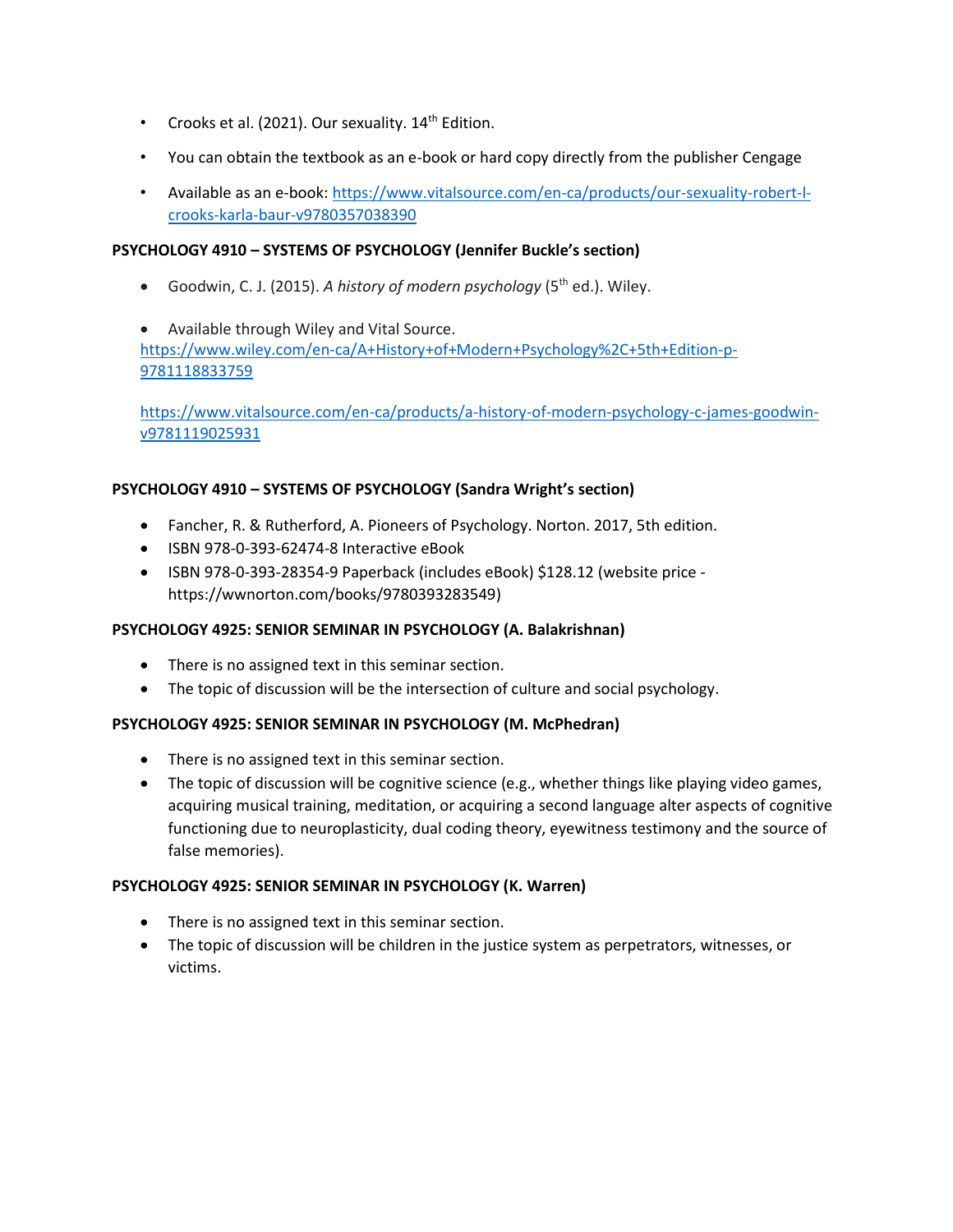- Crooks et al. (2021). Our sexuality. 14th Edition.
- You can obtain the textbook as an e-book or hard copy directly from the publisher Cengage
- Available as an e-book: https://www.vitalsource.com/en-ca/products/our-sexuality-robert-l-crooks-karla-baur-v9780357038390

**PSYCHOLOGY 4910 – SYSTEMS OF PSYCHOLOGY (Jennifer Buckle's section)**

- Goodwin, C. J. (2015). *A history of modern psychology* (5th ed.). Wiley.
- Available through Wiley and Vital Source.

https://www.wiley.com/en-ca/A+History+of+Modern+Psychology%2C+5th+Edition-p-9781118833759

https://www.vitalsource.com/en-ca/products/a-history-of-modern-psychology-c-james-goodwin-v9781119025931

**PSYCHOLOGY 4910 – SYSTEMS OF PSYCHOLOGY (Sandra Wright's section)**

- Fancher, R. & Rutherford, A. Pioneers of Psychology. Norton. 2017, 5th edition.
- ISBN 978-0-393-62474-8 Interactive eBook
- ISBN 978-0-393-28354-9 Paperback (includes eBook) $128.12 (website price - https://wwnorton.com/books/9780393283549)

**PSYCHOLOGY 4925: SENIOR SEMINAR IN PSYCHOLOGY (A. Balakrishnan)**

- There is no assigned text in this seminar section.
- The topic of discussion will be the intersection of culture and social psychology.

**PSYCHOLOGY 4925: SENIOR SEMINAR IN PSYCHOLOGY (M. McPhedran)**

- There is no assigned text in this seminar section.
- The topic of discussion will be cognitive science (e.g., whether things like playing video games, acquiring musical training, meditation, or acquiring a second language alter aspects of cognitive functioning due to neuroplasticity, dual coding theory, eyewitness testimony and the source of false memories).

**PSYCHOLOGY 4925: SENIOR SEMINAR IN PSYCHOLOGY (K. Warren)**

- There is no assigned text in this seminar section.
- The topic of discussion will be children in the justice system as perpetrators, witnesses, or victims.